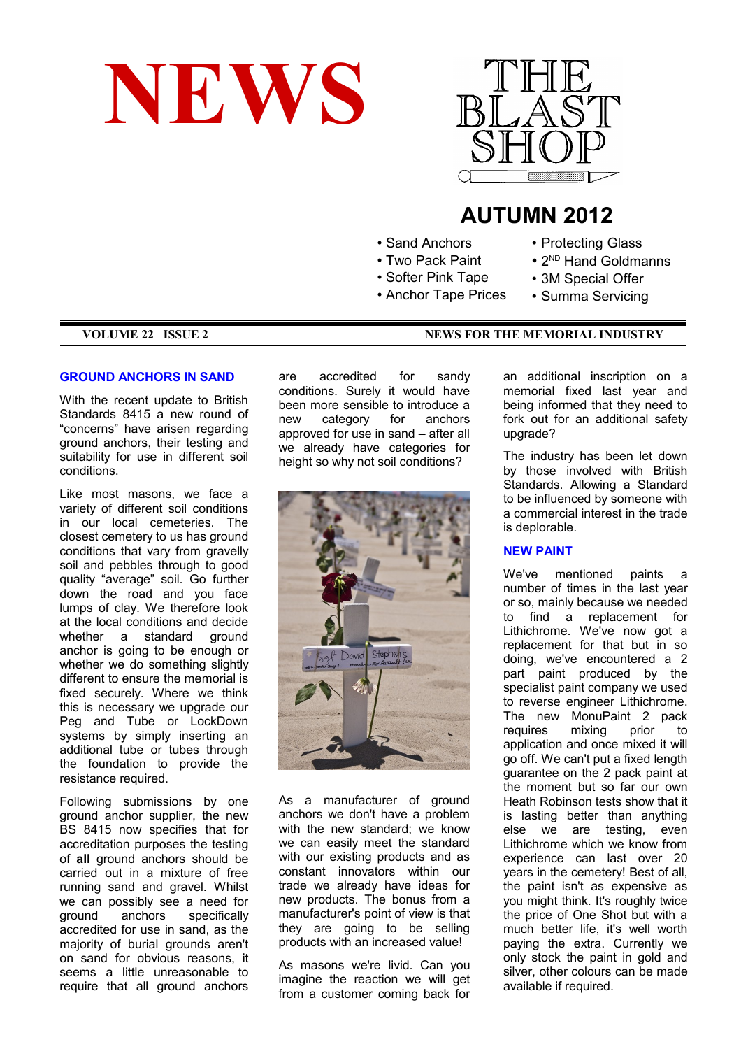# NEWS

THE BLAST SHOP

## AUTUMN 2012

- Sand Anchors
- Two Pack Paint
- Softer Pink Tape
- Anchor Tape Prices
- Protecting Glass
- 2[ND] Hand Goldmanns
- 3M Special Offer
- Summa Servicing

**VOLUME 22 ISSUE 2** **NEWS FOR THE MEMORIAL INDUSTRY**

### GROUND ANCHORS IN SAND

With the recent update to British Standards 8415 a new round of "concerns" have arisen regarding ground anchors, their testing and suitability for use in different soil conditions.

Like most masons, we face a variety of different soil conditions in our local cemeteries. The closest cemetery to us has ground conditions that vary from gravelly soil and pebbles through to good quality "average" soil. Go further down the road and you face lumps of clay. We therefore look at the local conditions and decide whether a standard ground anchor is going to be enough or whether we do something slightly different to ensure the memorial is fixed securely. Where we think this is necessary we upgrade our Peg and Tube or LockDown systems by simply inserting an additional tube or tubes through the foundation to provide the resistance required.

Following submissions by one ground anchor supplier, the new BS 8415 now specifies that for accreditation purposes the testing of **all** ground anchors should be carried out in a mixture of free running sand and gravel. Whilst we can possibly see a need for ground anchors specifically accredited for use in sand, as the majority of burial grounds aren't on sand for obvious reasons, it seems a little unreasonable to require that all ground anchors are accredited for sandy conditions. Surely it would have been more sensible to introduce a new category for anchors approved for use in sand – after all we already have categories for height so why not soil conditions?

As a manufacturer of ground anchors we don't have a problem with the new standard; we know we can easily meet the standard with our existing products and as constant innovators within our trade we already have ideas for new products. The bonus from a manufacturer's point of view is that they are going to be selling products with an increased value!

As masons we're livid. Can you imagine the reaction we will get from a customer coming back for an additional inscription on a memorial fixed last year and being informed that they need to fork out for an additional safety upgrade?

The industry has been let down by those involved with British Standards. Allowing a Standard to be influenced by someone with a commercial interest in the trade is deplorable.

### NEW PAINT

We've mentioned paints a number of times in the last year or so, mainly because we needed to find a replacement for Lithichrome. We've now got a replacement for that but in so doing, we've encountered a 2 part paint produced by the specialist paint company we used to reverse engineer Lithichrome. The new MonuPaint 2 pack requires mixing prior to application and once mixed it will go off. We can't put a fixed length guarantee on the 2 pack paint at the moment but so far our own Heath Robinson tests show that it is lasting better than anything else we are testing, even Lithichrome which we know from experience can last over 20 years in the cemetery! Best of all, the paint isn't as expensive as you might think. It's roughly twice the price of One Shot but with a much better life, it's well worth paying the extra. Currently we only stock the paint in gold and silver, other colours can be made available if required.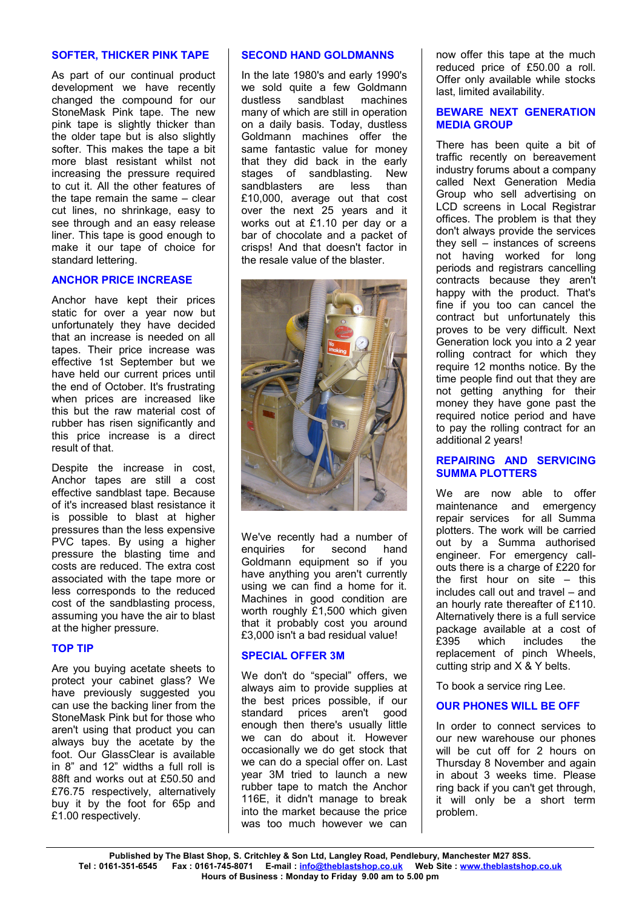## SOFTER, THICKER PINK TAPE

As part of our continual product development we have recently changed the compound for our StoneMask Pink tape. The new pink tape is slightly thicker than the older tape but is also slightly softer. This makes the tape a bit more blast resistant whilst not increasing the pressure required to cut it. All the other features of the tape remain the same – clear cut lines, no shrinkage, easy to see through and an easy release liner. This tape is good enough to make it our tape of choice for standard lettering.

## ANCHOR PRICE INCREASE

Anchor have kept their prices static for over a year now but unfortunately they have decided that an increase is needed on all tapes. Their price increase was effective 1st September but we have held our current prices until the end of October. It's frustrating when prices are increased like this but the raw material cost of rubber has risen significantly and this price increase is a direct result of that.

Despite the increase in cost, Anchor tapes are still a cost effective sandblast tape. Because of it's increased blast resistance it is possible to blast at higher pressures than the less expensive PVC tapes. By using a higher pressure the blasting time and costs are reduced. The extra cost associated with the tape more or less corresponds to the reduced cost of the sandblasting process, assuming you have the air to blast at the higher pressure.

## TOP TIP

Are you buying acetate sheets to protect your cabinet glass? We have previously suggested you can use the backing liner from the StoneMask Pink but for those who aren't using that product you can always buy the acetate by the foot. Our GlassClear is available in 8" and 12" widths a full roll is 88ft and works out at £50.50 and £76.75 respectively, alternatively buy it by the foot for 65p and £1.00 respectively.

## SECOND HAND GOLDMANNS

In the late 1980's and early 1990's we sold quite a few Goldmann dustless sandblast machines many of which are still in operation on a daily basis. Today, dustless Goldmann machines offer the same fantastic value for money that they did back in the early stages of sandblasting. New sandblasters are less than £10,000, average out that cost over the next 25 years and it works out at £1.10 per day or a bar of chocolate and a packet of crisps! And that doesn't factor in the resale value of the blaster.

We've recently had a number of enquiries for second hand Goldmann equipment so if you have anything you aren't currently using we can find a home for it. Machines in good condition are worth roughly £1,500 which given that it probably cost you around £3,000 isn't a bad residual value!

## SPECIAL OFFER 3M

We don't do "special" offers, we always aim to provide supplies at the best prices possible, if our standard prices aren't good enough then there's usually little we can do about it. However occasionally we do get stock that we can do a special offer on. Last year 3M tried to launch a new rubber tape to match the Anchor 116E, it didn't manage to break into the market because the price was too much however we can now offer this tape at the much reduced price of £50.00 a roll. Offer only available while stocks last, limited availability.

## BEWARE NEXT GENERATION MEDIA GROUP

There has been quite a bit of traffic recently on bereavement industry forums about a company called Next Generation Media Group who sell advertising on LCD screens in Local Registrar offices. The problem is that they don't always provide the services they sell – instances of screens not having worked for long periods and registrars cancelling contracts because they aren't happy with the product. That's fine if you too can cancel the contract but unfortunately this proves to be very difficult. Next Generation lock you into a 2 year rolling contract for which they require 12 months notice. By the time people find out that they are not getting anything for their money they have gone past the required notice period and have to pay the rolling contract for an additional 2 years!

## REPAIRING AND SERVICING SUMMA PLOTTERS

We are now able to offer maintenance and emergency repair services for all Summa plotters. The work will be carried out by a Summa authorised engineer. For emergency call-outs there is a charge of £220 for the first hour on site – this includes call out and travel – and an hourly rate thereafter of £110. Alternatively there is a full service package available at a cost of £395 which includes the replacement of pinch Wheels, cutting strip and X & Y belts.

To book a service ring Lee.

## OUR PHONES WILL BE OFF

In order to connect services to our new warehouse our phones will be cut off for 2 hours on Thursday 8 November and again in about 3 weeks time. Please ring back if you can't get through, it will only be a short term problem.

---

**Published by The Blast Shop, S. Critchley & Son Ltd, Langley Road, Pendlebury, Manchester M27 8SS.**
**Tel : 0161-351-6545 Fax : 0161-745-8071 E-mail : info@theblastshop.co.uk Web Site : www.theblastshop.co.uk**
**Hours of Business : Monday to Friday 9.00 am to 5.00 pm**